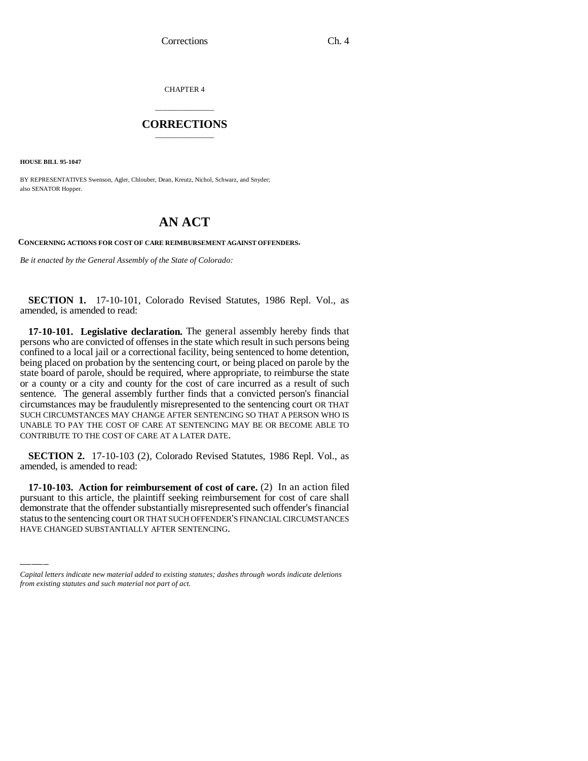CHAPTER 4

# CORRECTIONS

**HOUSE BILL 95-1047**

BY REPRESENTATIVES Swenson, Agler, Chlouber, Dean, Kreutz, Nichol, Schwarz, and Snyder; also SENATOR Hopper.

# AN ACT

**CONCERNING ACTIONS FOR COST OF CARE REIMBURSEMENT AGAINST OFFENDERS.**

*Be it enacted by the General Assembly of the State of Colorado:*

**SECTION 1.** 17-10-101, Colorado Revised Statutes, 1986 Repl. Vol., as amended, is amended to read:

**17-10-101. Legislative declaration.** The general assembly hereby finds that persons who are convicted of offenses in the state which result in such persons being confined to a local jail or a correctional facility, being sentenced to home detention, being placed on probation by the sentencing court, or being placed on parole by the state board of parole, should be required, where appropriate, to reimburse the state or a county or a city and county for the cost of care incurred as a result of such sentence. The general assembly further finds that a convicted person's financial circumstances may be fraudulently misrepresented to the sentencing court OR THAT SUCH CIRCUMSTANCES MAY CHANGE AFTER SENTENCING SO THAT A PERSON WHO IS UNABLE TO PAY THE COST OF CARE AT SENTENCING MAY BE OR BECOME ABLE TO CONTRIBUTE TO THE COST OF CARE AT A LATER DATE.

**SECTION 2.** 17-10-103 (2), Colorado Revised Statutes, 1986 Repl. Vol., as amended, is amended to read:

**17-10-103. Action for reimbursement of cost of care.** (2) In an action filed pursuant to this article, the plaintiff seeking reimbursement for cost of care shall demonstrate that the offender substantially misrepresented such offender's financial status to the sentencing court OR THAT SUCH OFFENDER'S FINANCIAL CIRCUMSTANCES HAVE CHANGED SUBSTANTIALLY AFTER SENTENCING.

---

*Capital letters indicate new material added to existing statutes; dashes through words indicate deletions from existing statutes and such material not part of act.*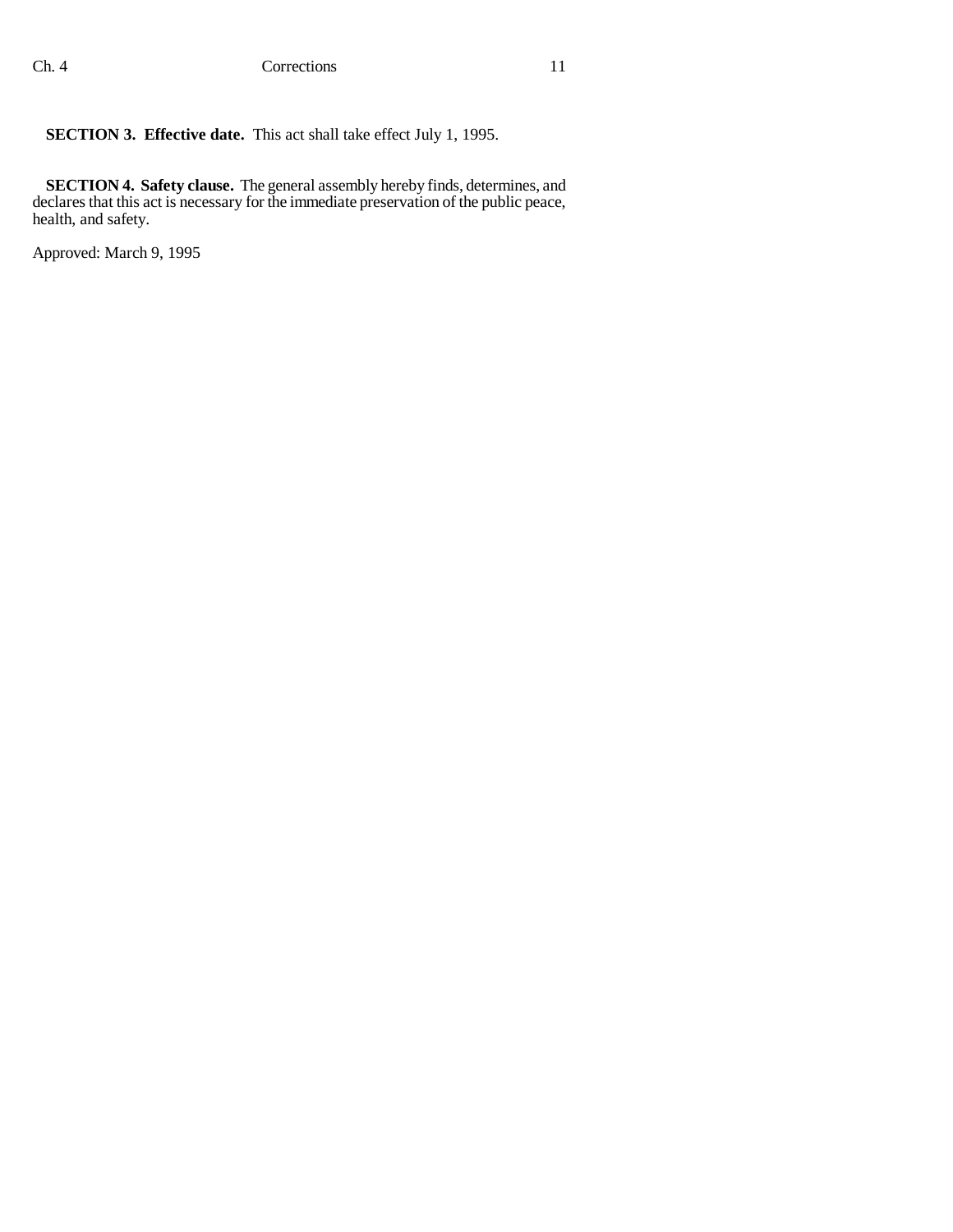**SECTION 3. Effective date.** This act shall take effect July 1, 1995.

**SECTION 4. Safety clause.** The general assembly hereby finds, determines, and declares that this act is necessary for the immediate preservation of the public peace, health, and safety.

Approved: March 9, 1995